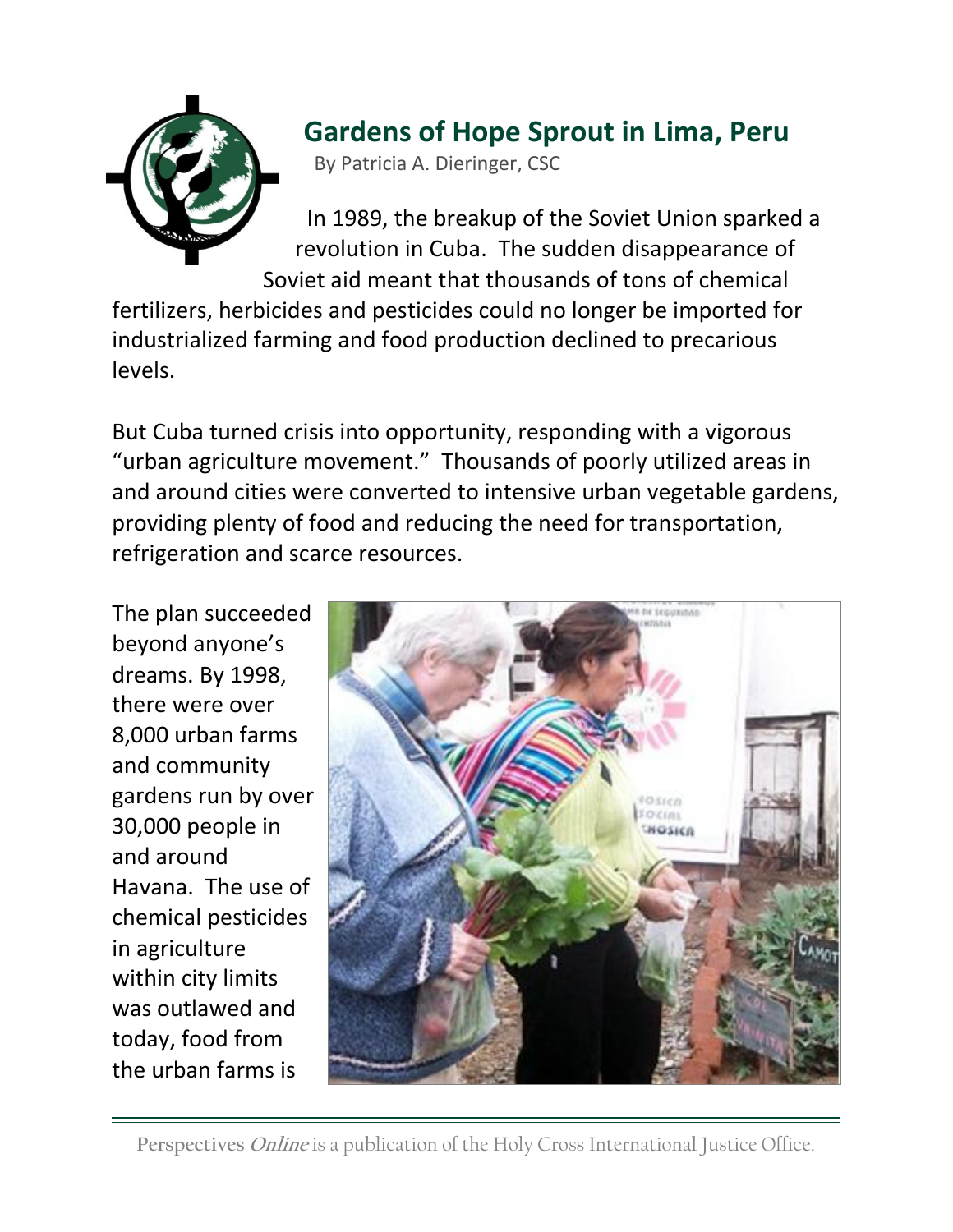# Gardens of Hope Sprout in Lima, Peru

By Patricia A. Dieringer, CSC

In 1989, the breakup of the Soviet Union sparked a revolution in Cuba. The sudden disappearance of Soviet aid meant that thousands of tons of chemical fertilizers, herbicides and pesticides could no longer be imported for industrialized farming and food production declined to precarious levels.

But Cuba turned crisis into opportunity, responding with a vigorous "urban agriculture movement." Thousands of poorly utilized areas in and around cities were converted to intensive urban vegetable gardens, providing plenty of food and reducing the need for transportation, refrigeration and scarce resources.

The plan succeeded beyond anyone's dreams. By 1998, there were over 8,000 urban farms and community gardens run by over 30,000 people in and around Havana. The use of chemical pesticides in agriculture within city limits was outlawed and today, food from the urban farms is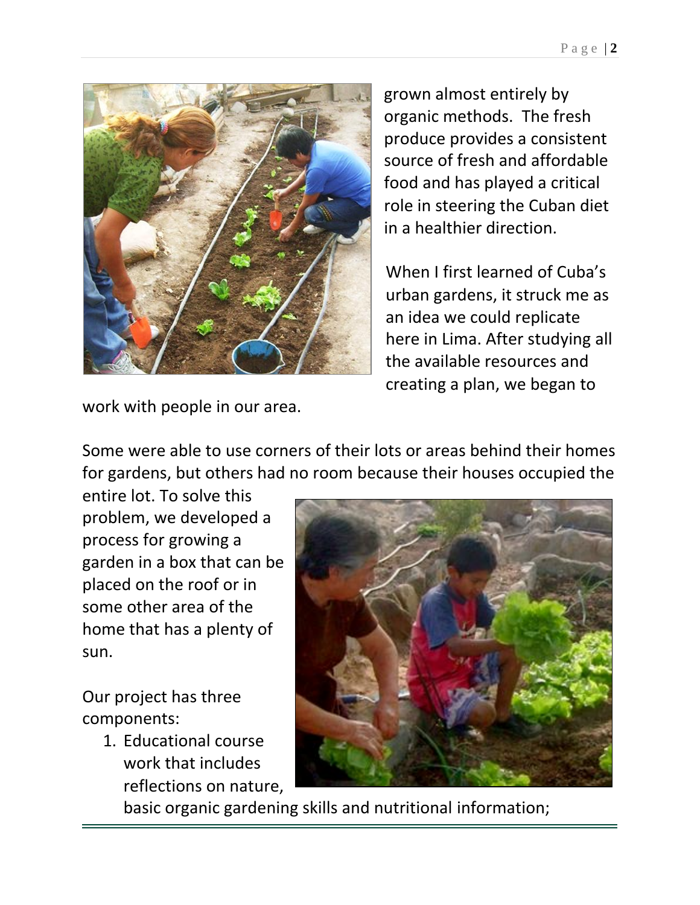grown almost entirely by organic methods. The fresh produce provides a consistent source of fresh and affordable food and has played a critical role in steering the Cuban diet in a healthier direction.

When I first learned of Cuba's urban gardens, it struck me as an idea we could replicate here in Lima. After studying all the available resources and creating a plan, we began to work with people in our area.

Some were able to use corners of their lots or areas behind their homes for gardens, but others had no room because their houses occupied the entire lot. To solve this problem, we developed a process for growing a garden in a box that can be placed on the roof or in some other area of the home that has a plenty of sun.

Our project has three components:

1. Educational course work that includes reflections on nature, basic organic gardening skills and nutritional information;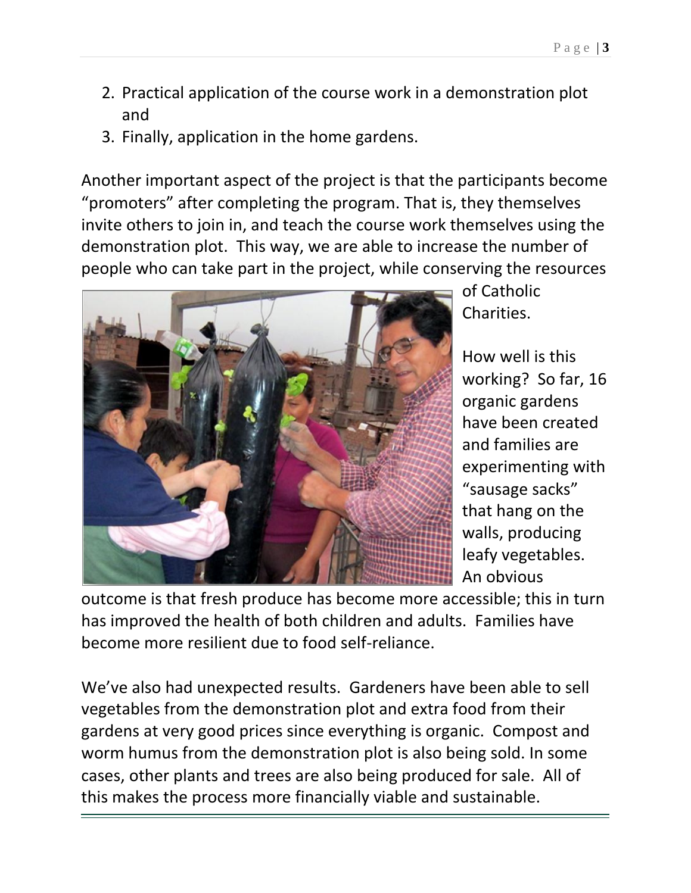2. Practical application of the course work in a demonstration plot and
3. Finally, application in the home gardens.

Another important aspect of the project is that the participants become "promoters" after completing the program. That is, they themselves invite others to join in, and teach the course work themselves using the demonstration plot. This way, we are able to increase the number of people who can take part in the project, while conserving the resources of Catholic Charities.

How well is this working? So far, 16 organic gardens have been created and families are experimenting with "sausage sacks" that hang on the walls, producing leafy vegetables. An obvious outcome is that fresh produce has become more accessible; this in turn has improved the health of both children and adults. Families have become more resilient due to food self-reliance.

We've also had unexpected results. Gardeners have been able to sell vegetables from the demonstration plot and extra food from their gardens at very good prices since everything is organic. Compost and worm humus from the demonstration plot is also being sold. In some cases, other plants and trees are also being produced for sale. All of this makes the process more financially viable and sustainable.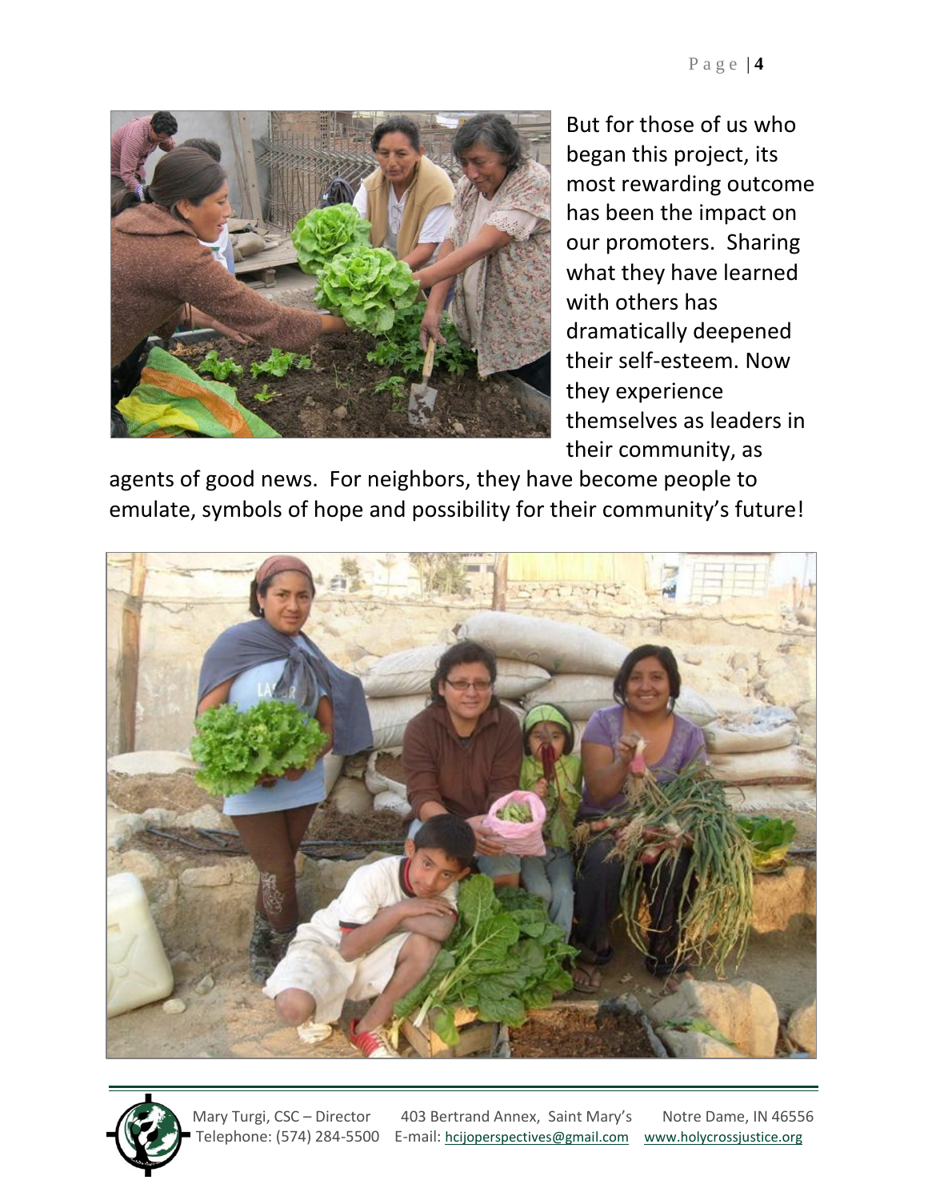But for those of us who began this project, its most rewarding outcome has been the impact on our promoters. Sharing what they have learned with others has dramatically deepened their self-esteem. Now they experience themselves as leaders in their community, as agents of good news. For neighbors, they have become people to emulate, symbols of hope and possibility for their community's future!